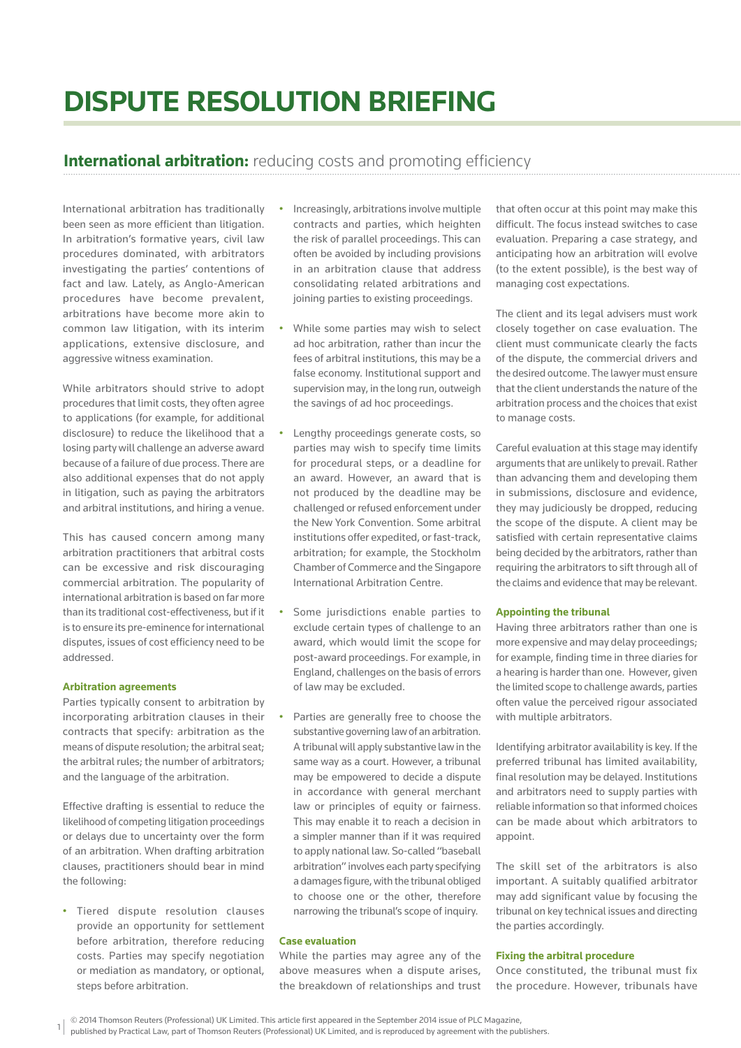# DISPUTE RESOLUTION BRIEFING

## International arbitration: reducing costs and promoting efficiency

International arbitration has traditionally been seen as more efficient than litigation. In arbitration's formative years, civil law procedures dominated, with arbitrators investigating the parties' contentions of fact and law. Lately, as Anglo-American procedures have become prevalent, arbitrations have become more akin to common law litigation, with its interim applications, extensive disclosure, and aggressive witness examination.

While arbitrators should strive to adopt procedures that limit costs, they often agree to applications (for example, for additional disclosure) to reduce the likelihood that a losing party will challenge an adverse award because of a failure of due process. There are also additional expenses that do not apply in litigation, such as paying the arbitrators and arbitral institutions, and hiring a venue.

This has caused concern among many arbitration practitioners that arbitral costs can be excessive and risk discouraging commercial arbitration. The popularity of international arbitration is based on far more than its traditional cost-effectiveness, but if it is to ensure its pre-eminence for international disputes, issues of cost efficiency need to be addressed.

### Arbitration agreements

Parties typically consent to arbitration by incorporating arbitration clauses in their contracts that specify: arbitration as the means of dispute resolution; the arbitral seat; the arbitral rules; the number of arbitrators; and the language of the arbitration.

Effective drafting is essential to reduce the likelihood of competing litigation proceedings or delays due to uncertainty over the form of an arbitration. When drafting arbitration clauses, practitioners should bear in mind the following:

- Tiered dispute resolution clauses provide an opportunity for settlement before arbitration, therefore reducing costs. Parties may specify negotiation or mediation as mandatory, or optional, steps before arbitration.
- Increasingly, arbitrations involve multiple contracts and parties, which heighten the risk of parallel proceedings. This can often be avoided by including provisions in an arbitration clause that address consolidating related arbitrations and joining parties to existing proceedings.
- While some parties may wish to select ad hoc arbitration, rather than incur the fees of arbitral institutions, this may be a false economy. Institutional support and supervision may, in the long run, outweigh the savings of ad hoc proceedings.
- Lengthy proceedings generate costs, so parties may wish to specify time limits for procedural steps, or a deadline for an award. However, an award that is not produced by the deadline may be challenged or refused enforcement under the New York Convention. Some arbitral institutions offer expedited, or fast-track, arbitration; for example, the Stockholm Chamber of Commerce and the Singapore International Arbitration Centre.
- Some jurisdictions enable parties to exclude certain types of challenge to an award, which would limit the scope for post-award proceedings. For example, in England, challenges on the basis of errors of law may be excluded.
- Parties are generally free to choose the substantive governing law of an arbitration. A tribunal will apply substantive law in the same way as a court. However, a tribunal may be empowered to decide a dispute in accordance with general merchant law or principles of equity or fairness. This may enable it to reach a decision in a simpler manner than if it was required to apply national law. So-called "baseball arbitration" involves each party specifying a damages figure, with the tribunal obliged to choose one or the other, therefore narrowing the tribunal's scope of inquiry.

### Case evaluation

While the parties may agree any of the above measures when a dispute arises, the breakdown of relationships and trust that often occur at this point may make this difficult. The focus instead switches to case evaluation. Preparing a case strategy, and anticipating how an arbitration will evolve (to the extent possible), is the best way of managing cost expectations.

The client and its legal advisers must work closely together on case evaluation. The client must communicate clearly the facts of the dispute, the commercial drivers and the desired outcome. The lawyer must ensure that the client understands the nature of the arbitration process and the choices that exist to manage costs.

Careful evaluation at this stage may identify arguments that are unlikely to prevail. Rather than advancing them and developing them in submissions, disclosure and evidence, they may judiciously be dropped, reducing the scope of the dispute. A client may be satisfied with certain representative claims being decided by the arbitrators, rather than requiring the arbitrators to sift through all of the claims and evidence that may be relevant.

### Appointing the tribunal

Having three arbitrators rather than one is more expensive and may delay proceedings; for example, finding time in three diaries for a hearing is harder than one. However, given the limited scope to challenge awards, parties often value the perceived rigour associated with multiple arbitrators.

Identifying arbitrator availability is key. If the preferred tribunal has limited availability, final resolution may be delayed. Institutions and arbitrators need to supply parties with reliable information so that informed choices can be made about which arbitrators to appoint.

The skill set of the arbitrators is also important. A suitably qualified arbitrator may add significant value by focusing the tribunal on key technical issues and directing the parties accordingly.

### Fixing the arbitral procedure

Once constituted, the tribunal must fix the procedure. However, tribunals have

© 2014 Thomson Reuters (Professional) UK Limited. This article first appeared in the September 2014 issue of PLC Magazine, published by Practical Law, part of Thomson Reuters (Professional) UK Limited, and is reproduced by agreement with the publishers.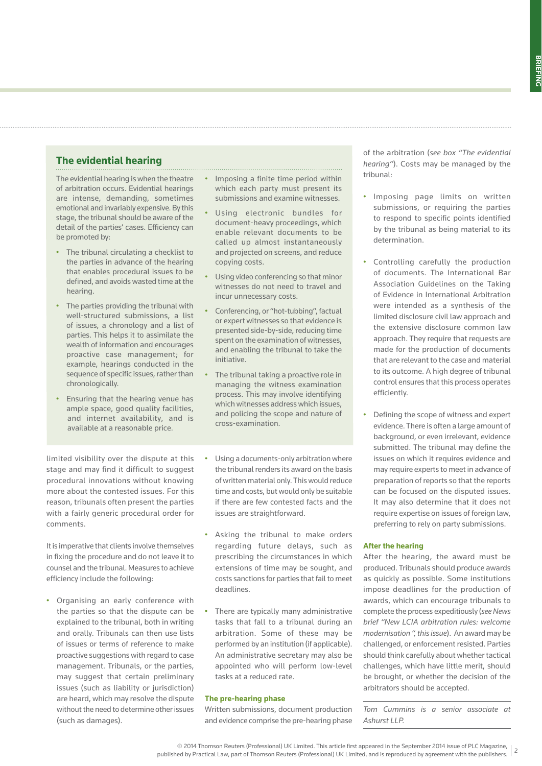limited visibility over the dispute at this stage and may find it difficult to suggest procedural innovations without knowing more about the contested issues. For this reason, tribunals often present the parties with a fairly generic procedural order for comments.

It is imperative that clients involve themselves in fixing the procedure and do not leave it to counsel and the tribunal. Measures to achieve efficiency include the following:

- Organising an early conference with the parties so that the dispute can be explained to the tribunal, both in writing and orally. Tribunals can then use lists of issues or terms of reference to make proactive suggestions with regard to case management. Tribunals, or the parties, may suggest that certain preliminary issues (such as liability or jurisdiction) are heard, which may resolve the dispute without the need to determine other issues (such as damages).
- Using a documents-only arbitration where the tribunal renders its award on the basis of written material only. This would reduce time and costs, but would only be suitable if there are few contested facts and the issues are straightforward.
- Asking the tribunal to make orders regarding future delays, such as prescribing the circumstances in which extensions of time may be sought, and costs sanctions for parties that fail to meet deadlines.
- There are typically many administrative tasks that fall to a tribunal during an arbitration. Some of these may be performed by an institution (if applicable). An administrative secretary may also be appointed who will perform low-level tasks at a reduced rate.

### The pre-hearing phase

Written submissions, document production and evidence comprise the pre-hearing phase of the arbitration (*see box "The evidential hearing"*). Costs may be managed by the tribunal:

- Imposing page limits on written submissions, or requiring the parties to respond to specific points identified by the tribunal as being material to its determination.
- Controlling carefully the production of documents. The International Bar Association Guidelines on the Taking of Evidence in International Arbitration were intended as a synthesis of the limited disclosure civil law approach and the extensive disclosure common law approach. They require that requests are made for the production of documents that are relevant to the case and material to its outcome. A high degree of tribunal control ensures that this process operates efficiently.
- Defining the scope of witness and expert evidence. There is often a large amount of background, or even irrelevant, evidence submitted. The tribunal may define the issues on which it requires evidence and may require experts to meet in advance of preparation of reports so that the reports can be focused on the disputed issues. It may also determine that it does not require expertise on issues of foreign law, preferring to rely on party submissions.

### After the hearing

After the hearing, the award must be produced. Tribunals should produce awards as quickly as possible. Some institutions impose deadlines for the production of awards, which can encourage tribunals to complete the process expeditiously (*see News brief "New LCIA arbitration rules: welcome modernisation", this issue*). An award may be challenged, or enforcement resisted. Parties should think carefully about whether tactical challenges, which have little merit, should be brought, or whether the decision of the arbitrators should be accepted.

*Tom Cummins is a senior associate at Ashurst LLP.*

---

## The evidential hearing

The evidential hearing is when the theatre of arbitration occurs. Evidential hearings are intense, demanding, sometimes emotional and invariably expensive. By this stage, the tribunal should be aware of the detail of the parties' cases. Efficiency can be promoted by:

- The tribunal circulating a checklist to the parties in advance of the hearing that enables procedural issues to be defined, and avoids wasted time at the hearing.
- The parties providing the tribunal with well-structured submissions, a list of issues, a chronology and a list of parties. This helps it to assimilate the wealth of information and encourages proactive case management; for example, hearings conducted in the sequence of specific issues, rather than chronologically.
- Ensuring that the hearing venue has ample space, good quality facilities, and internet availability, and is available at a reasonable price.
- Imposing a finite time period within which each party must present its submissions and examine witnesses.
- Using electronic bundles for document-heavy proceedings, which enable relevant documents to be called up almost instantaneously and projected on screens, and reduce copying costs.
- Using video conferencing so that minor witnesses do not need to travel and incur unnecessary costs.
- Conferencing, or "hot-tubbing", factual or expert witnesses so that evidence is presented side-by-side, reducing time spent on the examination of witnesses, and enabling the tribunal to take the initiative.
- The tribunal taking a proactive role in managing the witness examination process. This may involve identifying which witnesses address which issues, and policing the scope and nature of cross-examination.

---

© 2014 Thomson Reuters (Professional) UK Limited. This article first appeared in the September 2014 issue of PLC Magazine, published by Practical Law, part of Thomson Reuters (Professional) UK Limited, and is reproduced by agreement with the publishers.